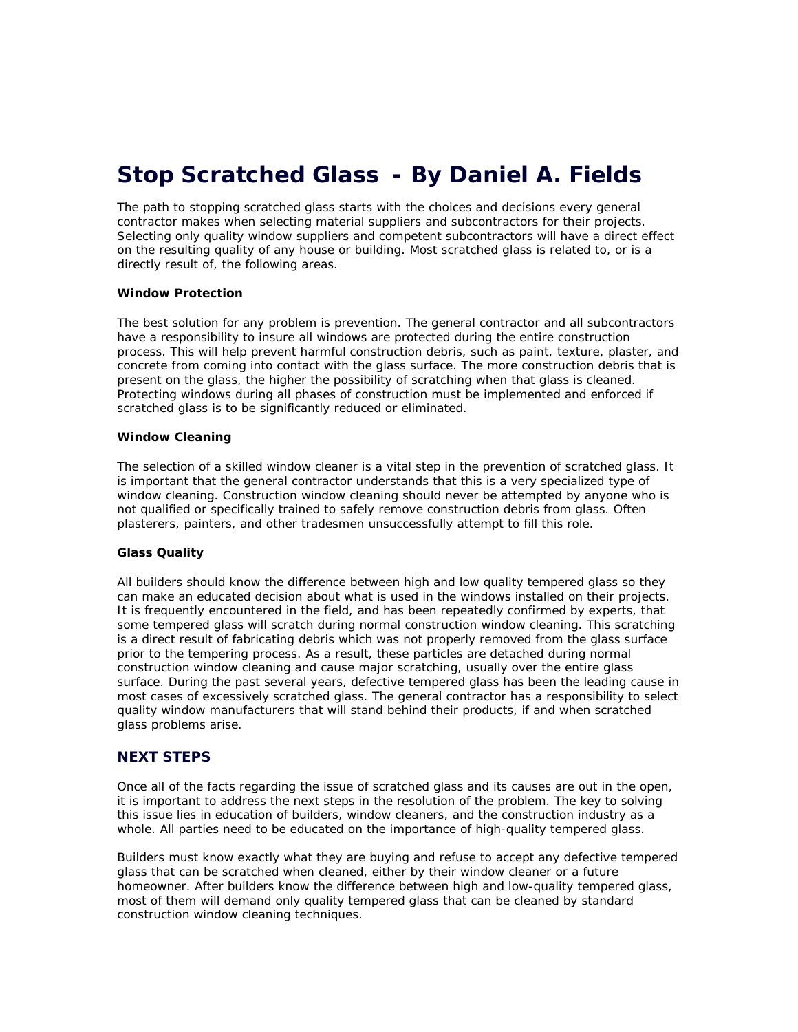# Stop Scratched Glass - By Daniel A. Fields

The path to stopping scratched glass starts with the choices and decisions every general contractor makes when selecting material suppliers and subcontractors for their projects. Selecting only quality window suppliers and competent subcontractors will have a direct effect on the resulting quality of any house or building. Most scratched glass is related to, or is a directly result of, the following areas.

**Window Protection**

The best solution for any problem is prevention. The general contractor and all subcontractors have a responsibility to insure all windows are protected during the entire construction process. This will help prevent harmful construction debris, such as paint, texture, plaster, and concrete from coming into contact with the glass surface. The more construction debris that is present on the glass, the higher the possibility of scratching when that glass is cleaned. Protecting windows during all phases of construction must be implemented and enforced if scratched glass is to be significantly reduced or eliminated.

**Window Cleaning**

The selection of a skilled window cleaner is a vital step in the prevention of scratched glass. It is important that the general contractor understands that this is a very specialized type of window cleaning. Construction window cleaning should never be attempted by anyone who is not qualified or specifically trained to safely remove construction debris from glass. Often plasterers, painters, and other tradesmen unsuccessfully attempt to fill this role.

**Glass Quality**

All builders should know the difference between high and low quality tempered glass so they can make an educated decision about what is used in the windows installed on their projects. It is frequently encountered in the field, and has been repeatedly confirmed by experts, that some tempered glass will scratch during normal construction window cleaning. This scratching is a direct result of fabricating debris which was not properly removed from the glass surface prior to the tempering process. As a result, these particles are detached during normal construction window cleaning and cause major scratching, usually over the entire glass surface. During the past several years, defective tempered glass has been the leading cause in most cases of excessively scratched glass. The general contractor has a responsibility to select quality window manufacturers that will stand behind their products, if and when scratched glass problems arise.

## NEXT STEPS

Once all of the facts regarding the issue of scratched glass and its causes are out in the open, it is important to address the next steps in the resolution of the problem. The key to solving this issue lies in education of builders, window cleaners, and the construction industry as a whole. All parties need to be educated on the importance of high-quality tempered glass.

Builders must know exactly what they are buying and refuse to accept any defective tempered glass that can be scratched when cleaned, either by their window cleaner or a future homeowner. After builders know the difference between high and low-quality tempered glass, most of them will demand only quality tempered glass that can be cleaned by standard construction window cleaning techniques.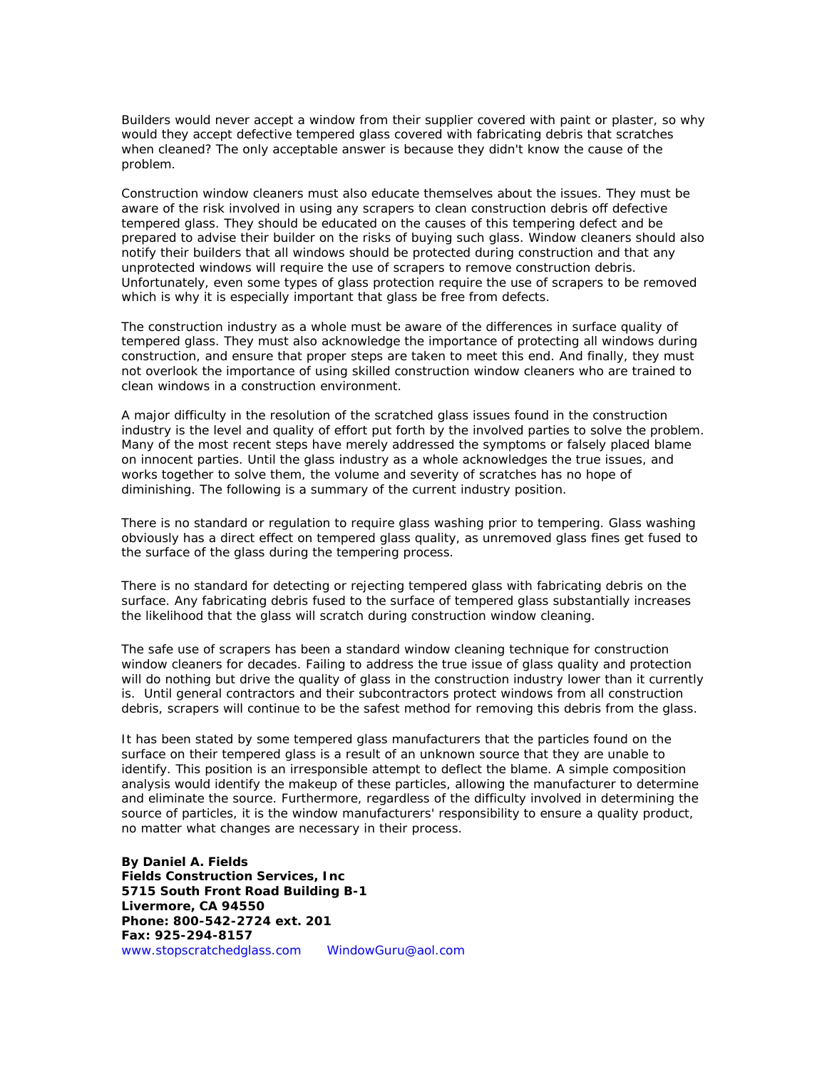Builders would never accept a window from their supplier covered with paint or plaster, so why would they accept defective tempered glass covered with fabricating debris that scratches when cleaned? The only acceptable answer is because they didn't know the cause of the problem.

Construction window cleaners must also educate themselves about the issues. They must be aware of the risk involved in using any scrapers to clean construction debris off defective tempered glass. They should be educated on the causes of this tempering defect and be prepared to advise their builder on the risks of buying such glass. Window cleaners should also notify their builders that all windows should be protected during construction and that any unprotected windows will require the use of scrapers to remove construction debris. Unfortunately, even some types of glass protection require the use of scrapers to be removed which is why it is especially important that glass be free from defects.

The construction industry as a whole must be aware of the differences in surface quality of tempered glass. They must also acknowledge the importance of protecting all windows during construction, and ensure that proper steps are taken to meet this end. And finally, they must not overlook the importance of using skilled construction window cleaners who are trained to clean windows in a construction environment.

A major difficulty in the resolution of the scratched glass issues found in the construction industry is the level and quality of effort put forth by the involved parties to solve the problem. Many of the most recent steps have merely addressed the symptoms or falsely placed blame on innocent parties. Until the glass industry as a whole acknowledges the true issues, and works together to solve them, the volume and severity of scratches has no hope of diminishing. The following is a summary of the current industry position.

There is no standard or regulation to require glass washing prior to tempering. Glass washing obviously has a direct effect on tempered glass quality, as unremoved glass fines get fused to the surface of the glass during the tempering process.

There is no standard for detecting or rejecting tempered glass with fabricating debris on the surface. Any fabricating debris fused to the surface of tempered glass substantially increases the likelihood that the glass will scratch during construction window cleaning.

The safe use of scrapers has been a standard window cleaning technique for construction window cleaners for decades. Failing to address the true issue of glass quality and protection will do nothing but drive the quality of glass in the construction industry lower than it currently is. Until general contractors and their subcontractors protect windows from all construction debris, scrapers will continue to be the safest method for removing this debris from the glass.

It has been stated by some tempered glass manufacturers that the particles found on the surface on their tempered glass is a result of an unknown source that they are unable to identify. This position is an irresponsible attempt to deflect the blame. A simple composition analysis would identify the makeup of these particles, allowing the manufacturer to determine and eliminate the source. Furthermore, regardless of the difficulty involved in determining the source of particles, it is the window manufacturers' responsibility to ensure a quality product, no matter what changes are necessary in their process.

**By Daniel A. Fields**
**Fields Construction Services, Inc**
**5715 South Front Road Building B-1**
**Livermore, CA 94550**
**Phone: 800-542-2724 ext. 201**
**Fax: 925-294-8157**
www.stopscratchedglass.com WindowGuru@aol.com